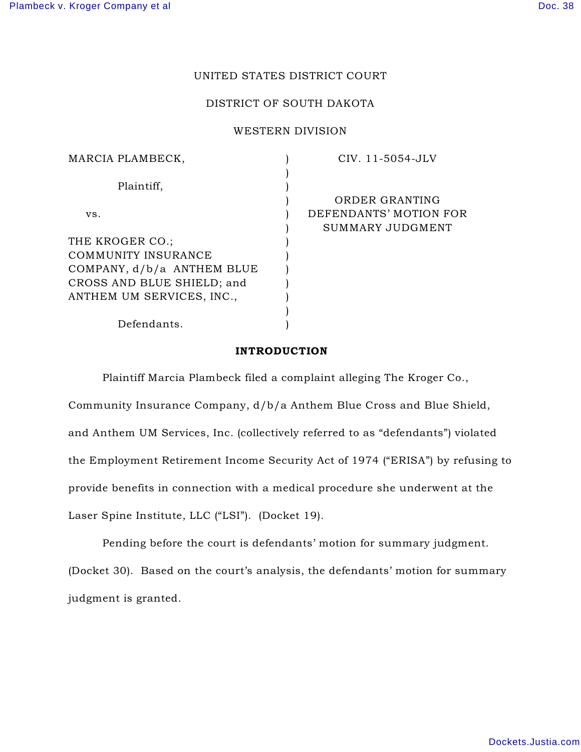UNITED STATES DISTRICT COURT

DISTRICT OF SOUTH DAKOTA

WESTERN DIVISION

| | | |
|---|---|---|
| MARCIA PLAMBECK, Plaintiff, vs. THE KROGER CO.; COMMUNITY INSURANCE COMPANY, d/b/a ANTHEM BLUE CROSS AND BLUE SHIELD; and ANTHEM UM SERVICES, INC., Defendants. | ) | CIV. 11-5054-JLV ORDER GRANTING DEFENDANTS' MOTION FOR SUMMARY JUDGMENT |

## INTRODUCTION

Plaintiff Marcia Plambeck filed a complaint alleging The Kroger Co., Community Insurance Company, d/b/a Anthem Blue Cross and Blue Shield, and Anthem UM Services, Inc. (collectively referred to as "defendants") violated the Employment Retirement Income Security Act of 1974 ("ERISA") by refusing to provide benefits in connection with a medical procedure she underwent at the Laser Spine Institute, LLC ("LSI"). (Docket 19).

Pending before the court is defendants' motion for summary judgment. (Docket 30). Based on the court's analysis, the defendants' motion for summary judgment is granted.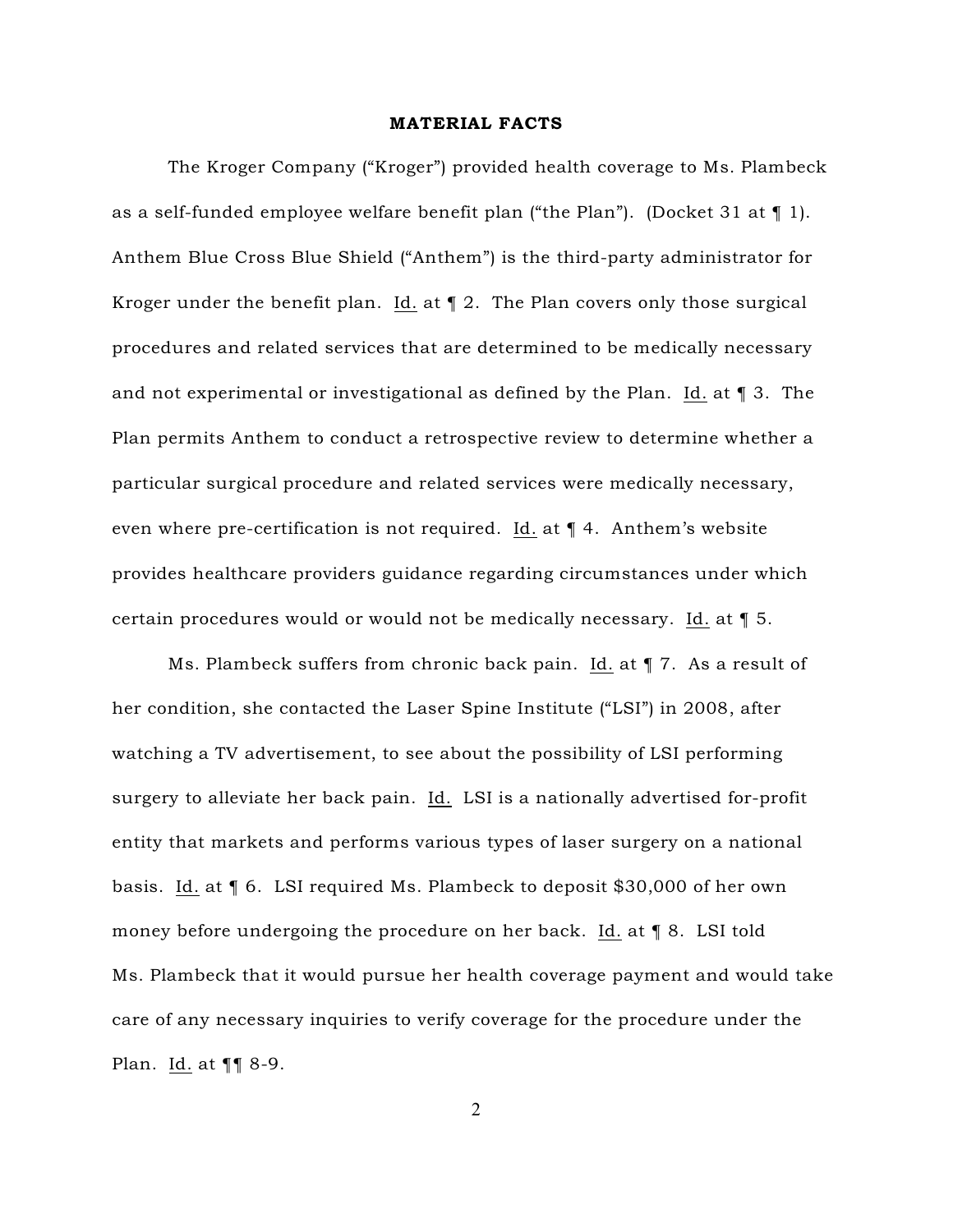## MATERIAL FACTS

The Kroger Company ("Kroger") provided health coverage to Ms. Plambeck as a self-funded employee welfare benefit plan ("the Plan"). (Docket 31 at ¶ 1). Anthem Blue Cross Blue Shield ("Anthem") is the third-party administrator for Kroger under the benefit plan. Id. at ¶ 2. The Plan covers only those surgical procedures and related services that are determined to be medically necessary and not experimental or investigational as defined by the Plan. Id. at ¶ 3. The Plan permits Anthem to conduct a retrospective review to determine whether a particular surgical procedure and related services were medically necessary, even where pre-certification is not required. Id. at ¶ 4. Anthem's website provides healthcare providers guidance regarding circumstances under which certain procedures would or would not be medically necessary. Id. at ¶ 5.

Ms. Plambeck suffers from chronic back pain. Id. at ¶ 7. As a result of her condition, she contacted the Laser Spine Institute ("LSI") in 2008, after watching a TV advertisement, to see about the possibility of LSI performing surgery to alleviate her back pain. Id. LSI is a nationally advertised for-profit entity that markets and performs various types of laser surgery on a national basis. Id. at ¶ 6. LSI required Ms. Plambeck to deposit $30,000 of her own money before undergoing the procedure on her back. Id. at ¶ 8. LSI told Ms. Plambeck that it would pursue her health coverage payment and would take care of any necessary inquiries to verify coverage for the procedure under the Plan. Id. at ¶¶ 8-9.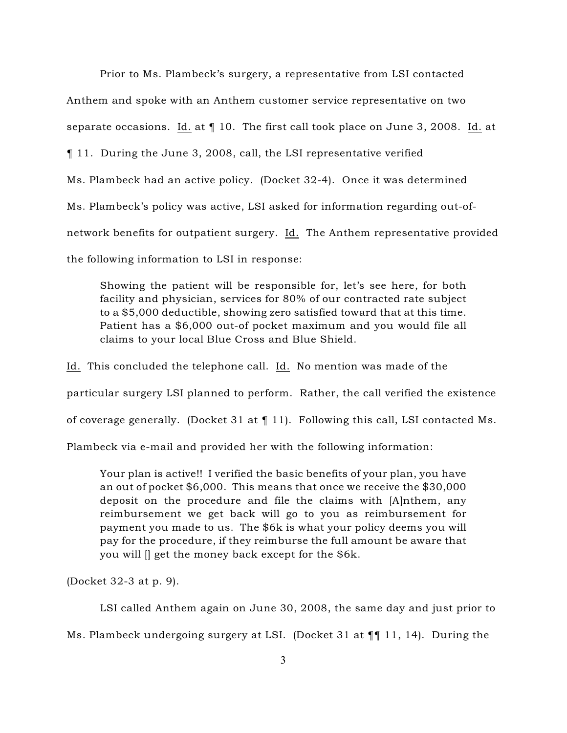Prior to Ms. Plambeck's surgery, a representative from LSI contacted Anthem and spoke with an Anthem customer service representative on two separate occasions. Id. at ¶ 10. The first call took place on June 3, 2008. Id. at ¶ 11. During the June 3, 2008, call, the LSI representative verified Ms. Plambeck had an active policy. (Docket 32-4). Once it was determined Ms. Plambeck's policy was active, LSI asked for information regarding out-of-network benefits for outpatient surgery. Id. The Anthem representative provided the following information to LSI in response:

> Showing the patient will be responsible for, let's see here, for both facility and physician, services for 80% of our contracted rate subject to a $5,000 deductible, showing zero satisfied toward that at this time. Patient has a $6,000 out-of pocket maximum and you would file all claims to your local Blue Cross and Blue Shield.

Id. This concluded the telephone call. Id. No mention was made of the particular surgery LSI planned to perform. Rather, the call verified the existence of coverage generally. (Docket 31 at ¶ 11). Following this call, LSI contacted Ms. Plambeck via e-mail and provided her with the following information:

> Your plan is active!! I verified the basic benefits of your plan, you have an out of pocket $6,000. This means that once we receive the $30,000 deposit on the procedure and file the claims with [A]nthem, any reimbursement we get back will go to you as reimbursement for payment you made to us. The $6k is what your policy deems you will pay for the procedure, if they reimburse the full amount be aware that you will [] get the money back except for the $6k.

(Docket 32-3 at p. 9).

LSI called Anthem again on June 30, 2008, the same day and just prior to Ms. Plambeck undergoing surgery at LSI. (Docket 31 at ¶¶ 11, 14). During the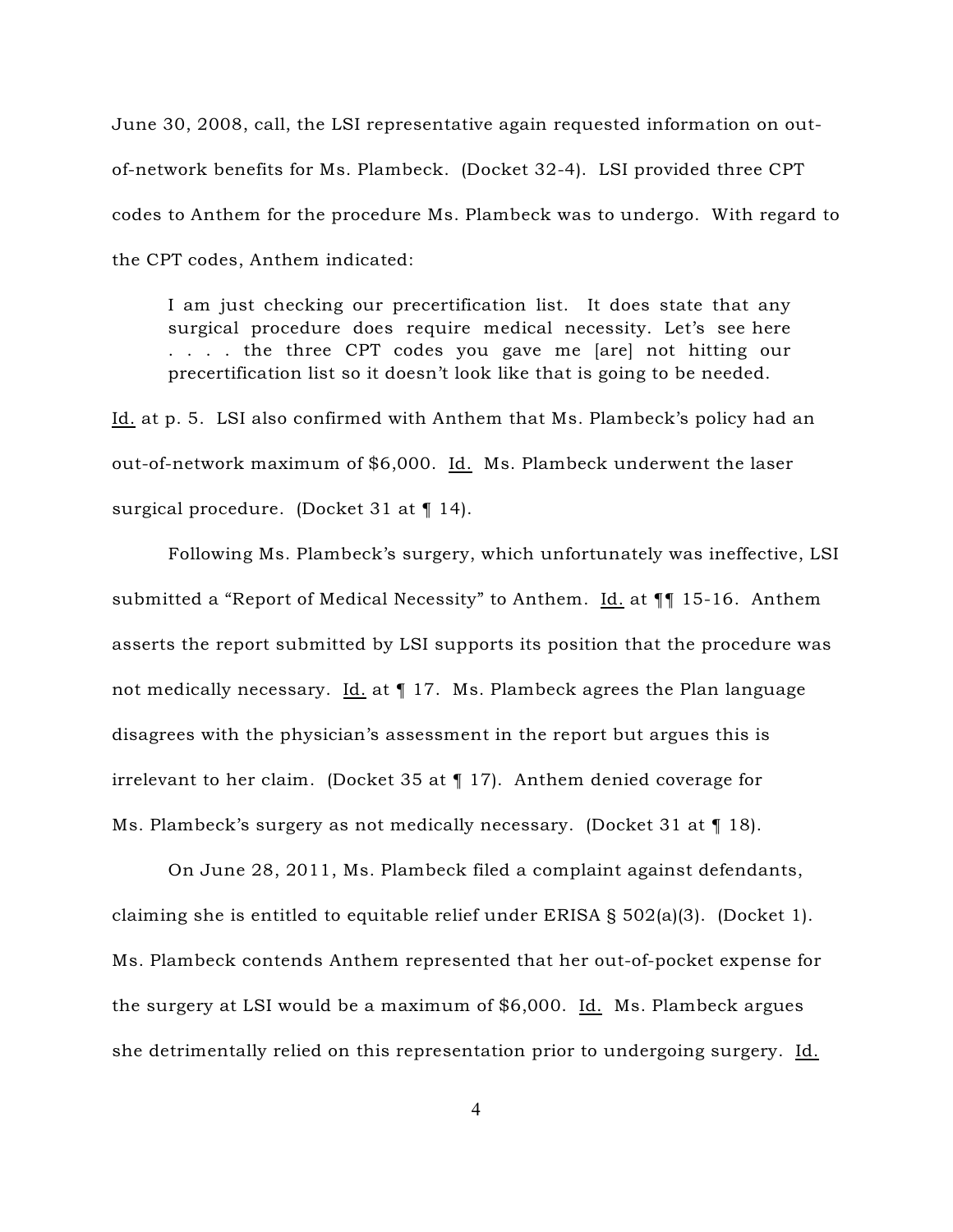June 30, 2008, call, the LSI representative again requested information on out-of-network benefits for Ms. Plambeck. (Docket 32-4). LSI provided three CPT codes to Anthem for the procedure Ms. Plambeck was to undergo. With regard to the CPT codes, Anthem indicated:

> I am just checking our precertification list. It does state that any surgical procedure does require medical necessity. Let's see here . . . . the three CPT codes you gave me [are] not hitting our precertification list so it doesn't look like that is going to be needed.

Id. at p. 5. LSI also confirmed with Anthem that Ms. Plambeck's policy had an out-of-network maximum of $6,000. Id. Ms. Plambeck underwent the laser surgical procedure. (Docket 31 at ¶ 14).

Following Ms. Plambeck's surgery, which unfortunately was ineffective, LSI submitted a "Report of Medical Necessity" to Anthem. Id. at ¶¶ 15-16. Anthem asserts the report submitted by LSI supports its position that the procedure was not medically necessary. Id. at ¶ 17. Ms. Plambeck agrees the Plan language disagrees with the physician's assessment in the report but argues this is irrelevant to her claim. (Docket 35 at ¶ 17). Anthem denied coverage for Ms. Plambeck's surgery as not medically necessary. (Docket 31 at ¶ 18).

On June 28, 2011, Ms. Plambeck filed a complaint against defendants, claiming she is entitled to equitable relief under ERISA § 502(a)(3). (Docket 1). Ms. Plambeck contends Anthem represented that her out-of-pocket expense for the surgery at LSI would be a maximum of $6,000. Id. Ms. Plambeck argues she detrimentally relied on this representation prior to undergoing surgery. Id.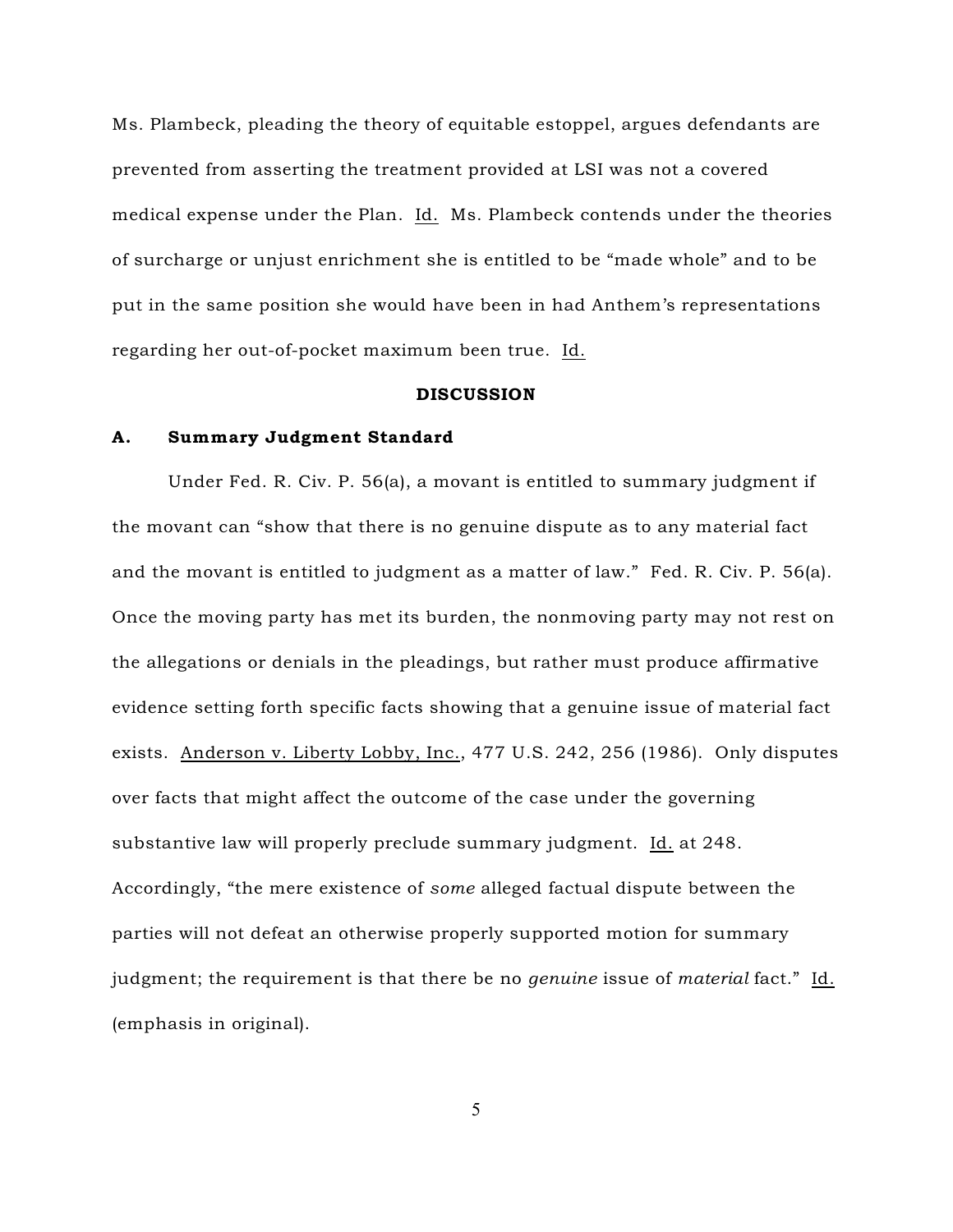Ms. Plambeck, pleading the theory of equitable estoppel, argues defendants are prevented from asserting the treatment provided at LSI was not a covered medical expense under the Plan. Id. Ms. Plambeck contends under the theories of surcharge or unjust enrichment she is entitled to be "made whole" and to be put in the same position she would have been in had Anthem's representations regarding her out-of-pocket maximum been true. Id.

## DISCUSSION

### A. Summary Judgment Standard

Under Fed. R. Civ. P. 56(a), a movant is entitled to summary judgment if the movant can "show that there is no genuine dispute as to any material fact and the movant is entitled to judgment as a matter of law." Fed. R. Civ. P. 56(a). Once the moving party has met its burden, the nonmoving party may not rest on the allegations or denials in the pleadings, but rather must produce affirmative evidence setting forth specific facts showing that a genuine issue of material fact exists. Anderson v. Liberty Lobby, Inc., 477 U.S. 242, 256 (1986). Only disputes over facts that might affect the outcome of the case under the governing substantive law will properly preclude summary judgment. Id. at 248. Accordingly, "the mere existence of *some* alleged factual dispute between the parties will not defeat an otherwise properly supported motion for summary judgment; the requirement is that there be no *genuine* issue of *material* fact." Id. (emphasis in original).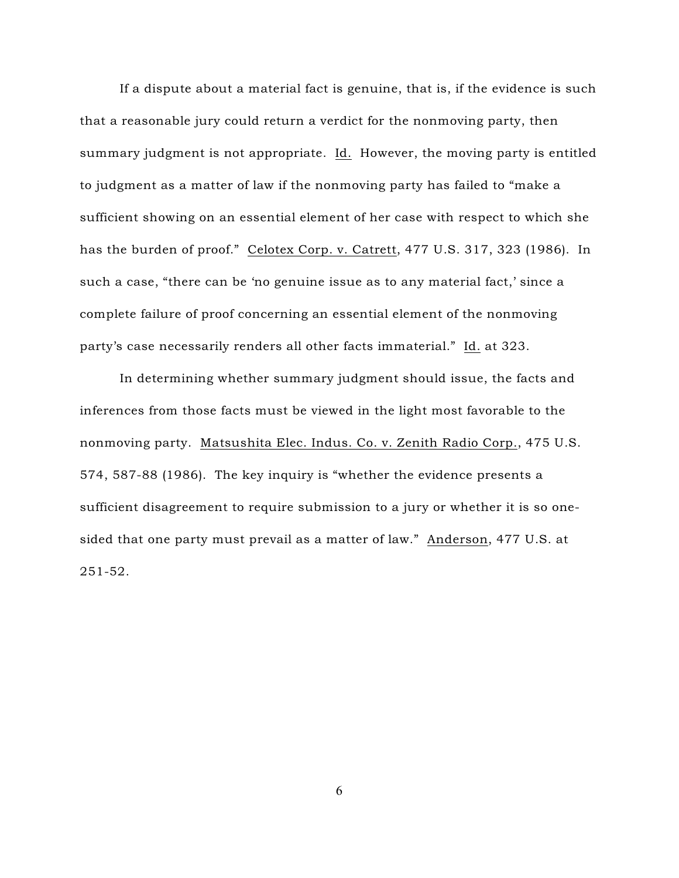If a dispute about a material fact is genuine, that is, if the evidence is such that a reasonable jury could return a verdict for the nonmoving party, then summary judgment is not appropriate. Id. However, the moving party is entitled to judgment as a matter of law if the nonmoving party has failed to "make a sufficient showing on an essential element of her case with respect to which she has the burden of proof." Celotex Corp. v. Catrett, 477 U.S. 317, 323 (1986). In such a case, "there can be 'no genuine issue as to any material fact,' since a complete failure of proof concerning an essential element of the nonmoving party's case necessarily renders all other facts immaterial." Id. at 323.

In determining whether summary judgment should issue, the facts and inferences from those facts must be viewed in the light most favorable to the nonmoving party. Matsushita Elec. Indus. Co. v. Zenith Radio Corp., 475 U.S. 574, 587-88 (1986). The key inquiry is "whether the evidence presents a sufficient disagreement to require submission to a jury or whether it is so one-sided that one party must prevail as a matter of law." Anderson, 477 U.S. at 251-52.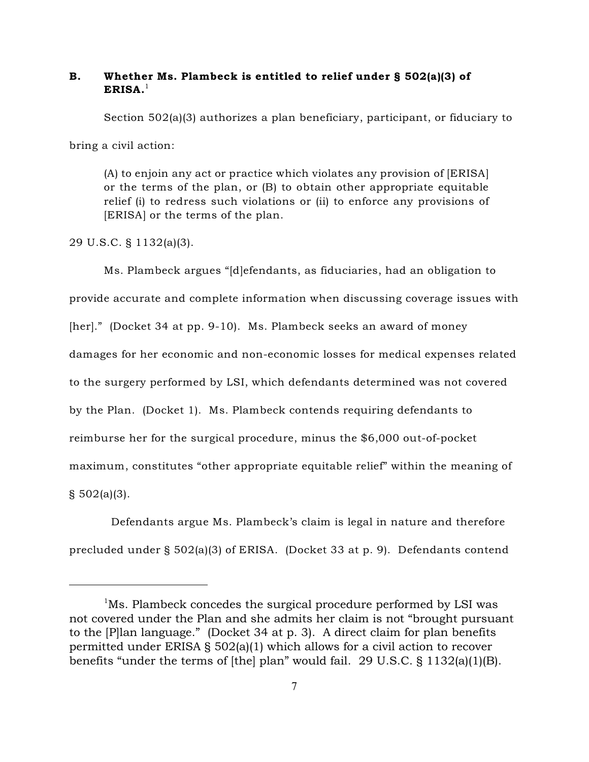### B. Whether Ms. Plambeck is entitled to relief under § 502(a)(3) of ERISA.[1]

Section 502(a)(3) authorizes a plan beneficiary, participant, or fiduciary to bring a civil action:

> (A) to enjoin any act or practice which violates any provision of [ERISA] or the terms of the plan, or (B) to obtain other appropriate equitable relief (i) to redress such violations or (ii) to enforce any provisions of [ERISA] or the terms of the plan.

29 U.S.C. § 1132(a)(3).

Ms. Plambeck argues "[d]efendants, as fiduciaries, had an obligation to provide accurate and complete information when discussing coverage issues with [her]." (Docket 34 at pp. 9-10). Ms. Plambeck seeks an award of money damages for her economic and non-economic losses for medical expenses related to the surgery performed by LSI, which defendants determined was not covered by the Plan. (Docket 1). Ms. Plambeck contends requiring defendants to reimburse her for the surgical procedure, minus the $6,000 out-of-pocket maximum, constitutes "other appropriate equitable relief" within the meaning of § 502(a)(3).

Defendants argue Ms. Plambeck's claim is legal in nature and therefore precluded under § 502(a)(3) of ERISA. (Docket 33 at p. 9). Defendants contend

---

[1]Ms. Plambeck concedes the surgical procedure performed by LSI was not covered under the Plan and she admits her claim is not "brought pursuant to the [P]lan language." (Docket 34 at p. 3). A direct claim for plan benefits permitted under ERISA § 502(a)(1) which allows for a civil action to recover benefits "under the terms of [the] plan" would fail. 29 U.S.C. § 1132(a)(1)(B).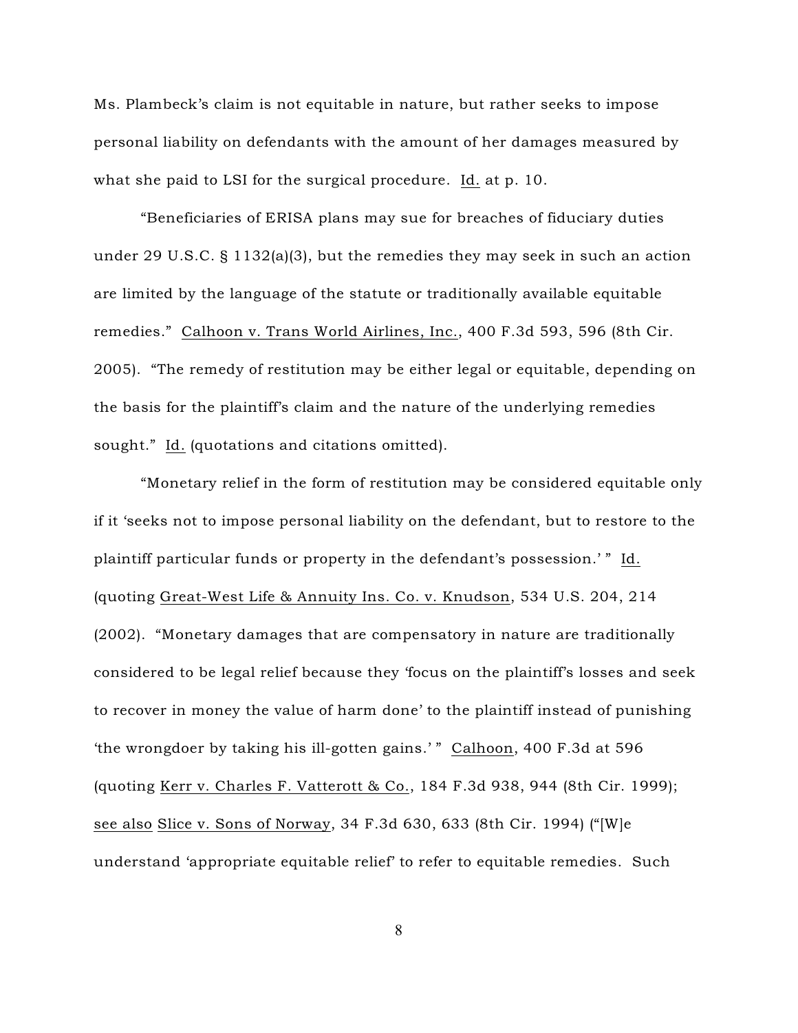Ms. Plambeck's claim is not equitable in nature, but rather seeks to impose personal liability on defendants with the amount of her damages measured by what she paid to LSI for the surgical procedure. Id. at p. 10.

"Beneficiaries of ERISA plans may sue for breaches of fiduciary duties under 29 U.S.C. § 1132(a)(3), but the remedies they may seek in such an action are limited by the language of the statute or traditionally available equitable remedies." Calhoon v. Trans World Airlines, Inc., 400 F.3d 593, 596 (8th Cir. 2005). "The remedy of restitution may be either legal or equitable, depending on the basis for the plaintiff's claim and the nature of the underlying remedies sought." Id. (quotations and citations omitted).

"Monetary relief in the form of restitution may be considered equitable only if it 'seeks not to impose personal liability on the defendant, but to restore to the plaintiff particular funds or property in the defendant's possession.' " Id. (quoting Great-West Life & Annuity Ins. Co. v. Knudson, 534 U.S. 204, 214 (2002). "Monetary damages that are compensatory in nature are traditionally considered to be legal relief because they 'focus on the plaintiff's losses and seek to recover in money the value of harm done' to the plaintiff instead of punishing 'the wrongdoer by taking his ill-gotten gains.' " Calhoon, 400 F.3d at 596 (quoting Kerr v. Charles F. Vatterott & Co., 184 F.3d 938, 944 (8th Cir. 1999); see also Slice v. Sons of Norway, 34 F.3d 630, 633 (8th Cir. 1994) ("[W]e understand 'appropriate equitable relief' to refer to equitable remedies. Such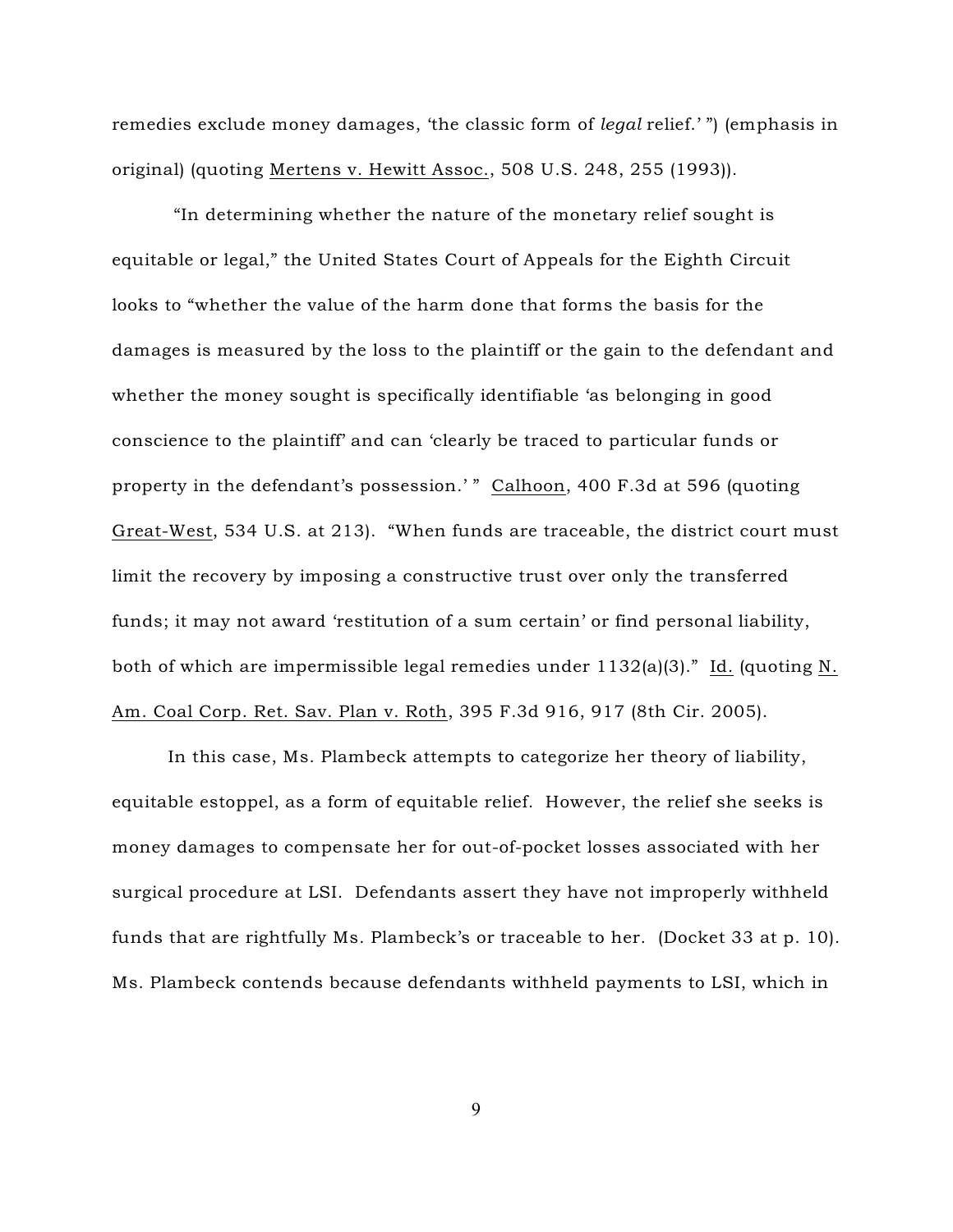remedies exclude money damages, 'the classic form of *legal* relief.' ") (emphasis in original) (quoting Mertens v. Hewitt Assoc., 508 U.S. 248, 255 (1993)).

"In determining whether the nature of the monetary relief sought is equitable or legal," the United States Court of Appeals for the Eighth Circuit looks to "whether the value of the harm done that forms the basis for the damages is measured by the loss to the plaintiff or the gain to the defendant and whether the money sought is specifically identifiable 'as belonging in good conscience to the plaintiff' and can 'clearly be traced to particular funds or property in the defendant's possession.' " Calhoon, 400 F.3d at 596 (quoting Great-West, 534 U.S. at 213). "When funds are traceable, the district court must limit the recovery by imposing a constructive trust over only the transferred funds; it may not award 'restitution of a sum certain' or find personal liability, both of which are impermissible legal remedies under 1132(a)(3)." Id. (quoting N. Am. Coal Corp. Ret. Sav. Plan v. Roth, 395 F.3d 916, 917 (8th Cir. 2005).

In this case, Ms. Plambeck attempts to categorize her theory of liability, equitable estoppel, as a form of equitable relief. However, the relief she seeks is money damages to compensate her for out-of-pocket losses associated with her surgical procedure at LSI. Defendants assert they have not improperly withheld funds that are rightfully Ms. Plambeck's or traceable to her. (Docket 33 at p. 10). Ms. Plambeck contends because defendants withheld payments to LSI, which in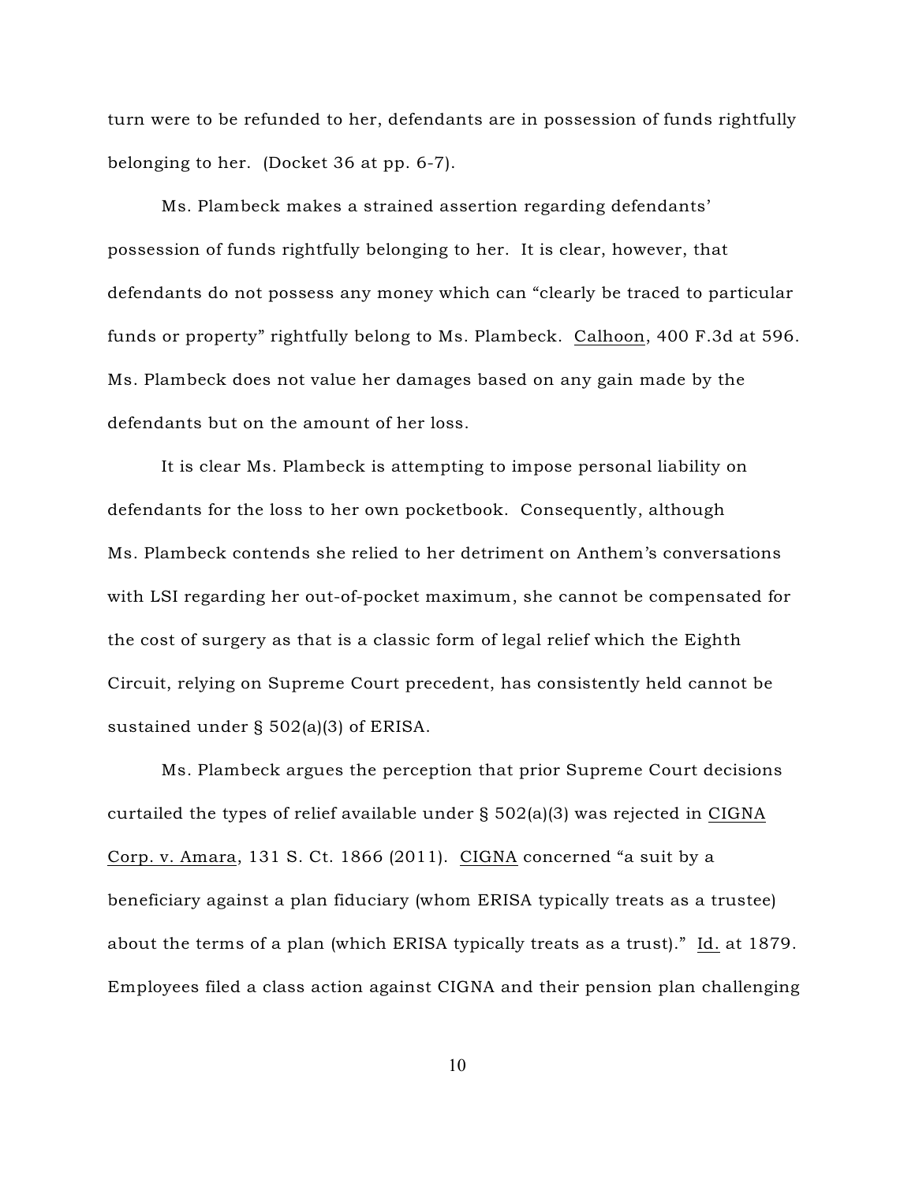turn were to be refunded to her, defendants are in possession of funds rightfully belonging to her. (Docket 36 at pp. 6-7).

Ms. Plambeck makes a strained assertion regarding defendants' possession of funds rightfully belonging to her. It is clear, however, that defendants do not possess any money which can "clearly be traced to particular funds or property" rightfully belong to Ms. Plambeck. Calhoon, 400 F.3d at 596. Ms. Plambeck does not value her damages based on any gain made by the defendants but on the amount of her loss.

It is clear Ms. Plambeck is attempting to impose personal liability on defendants for the loss to her own pocketbook. Consequently, although Ms. Plambeck contends she relied to her detriment on Anthem's conversations with LSI regarding her out-of-pocket maximum, she cannot be compensated for the cost of surgery as that is a classic form of legal relief which the Eighth Circuit, relying on Supreme Court precedent, has consistently held cannot be sustained under § 502(a)(3) of ERISA.

Ms. Plambeck argues the perception that prior Supreme Court decisions curtailed the types of relief available under § 502(a)(3) was rejected in CIGNA Corp. v. Amara, 131 S. Ct. 1866 (2011). CIGNA concerned "a suit by a beneficiary against a plan fiduciary (whom ERISA typically treats as a trustee) about the terms of a plan (which ERISA typically treats as a trust)." Id. at 1879. Employees filed a class action against CIGNA and their pension plan challenging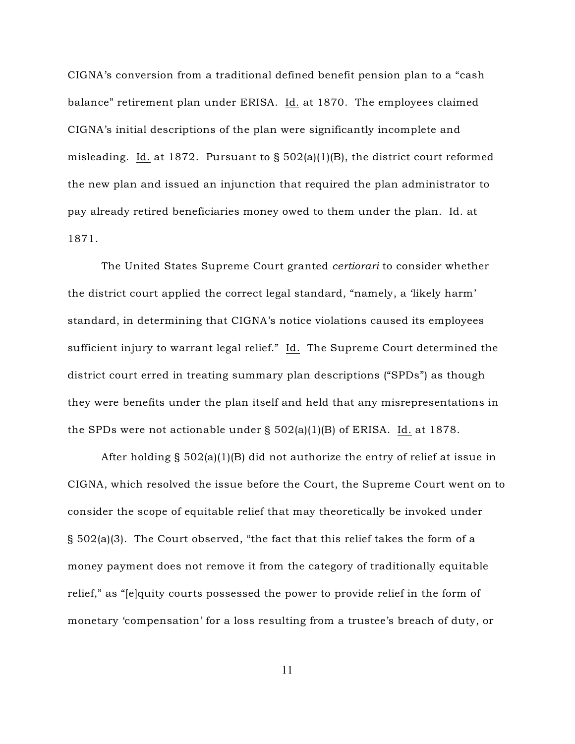CIGNA's conversion from a traditional defined benefit pension plan to a "cash balance" retirement plan under ERISA. Id. at 1870. The employees claimed CIGNA's initial descriptions of the plan were significantly incomplete and misleading. Id. at 1872. Pursuant to § 502(a)(1)(B), the district court reformed the new plan and issued an injunction that required the plan administrator to pay already retired beneficiaries money owed to them under the plan. Id. at 1871.

The United States Supreme Court granted *certiorari* to consider whether the district court applied the correct legal standard, "namely, a 'likely harm' standard, in determining that CIGNA's notice violations caused its employees sufficient injury to warrant legal relief." Id. The Supreme Court determined the district court erred in treating summary plan descriptions ("SPDs") as though they were benefits under the plan itself and held that any misrepresentations in the SPDs were not actionable under § 502(a)(1)(B) of ERISA. Id. at 1878.

After holding § 502(a)(1)(B) did not authorize the entry of relief at issue in CIGNA, which resolved the issue before the Court, the Supreme Court went on to consider the scope of equitable relief that may theoretically be invoked under § 502(a)(3). The Court observed, "the fact that this relief takes the form of a money payment does not remove it from the category of traditionally equitable relief," as "[e]quity courts possessed the power to provide relief in the form of monetary 'compensation' for a loss resulting from a trustee's breach of duty, or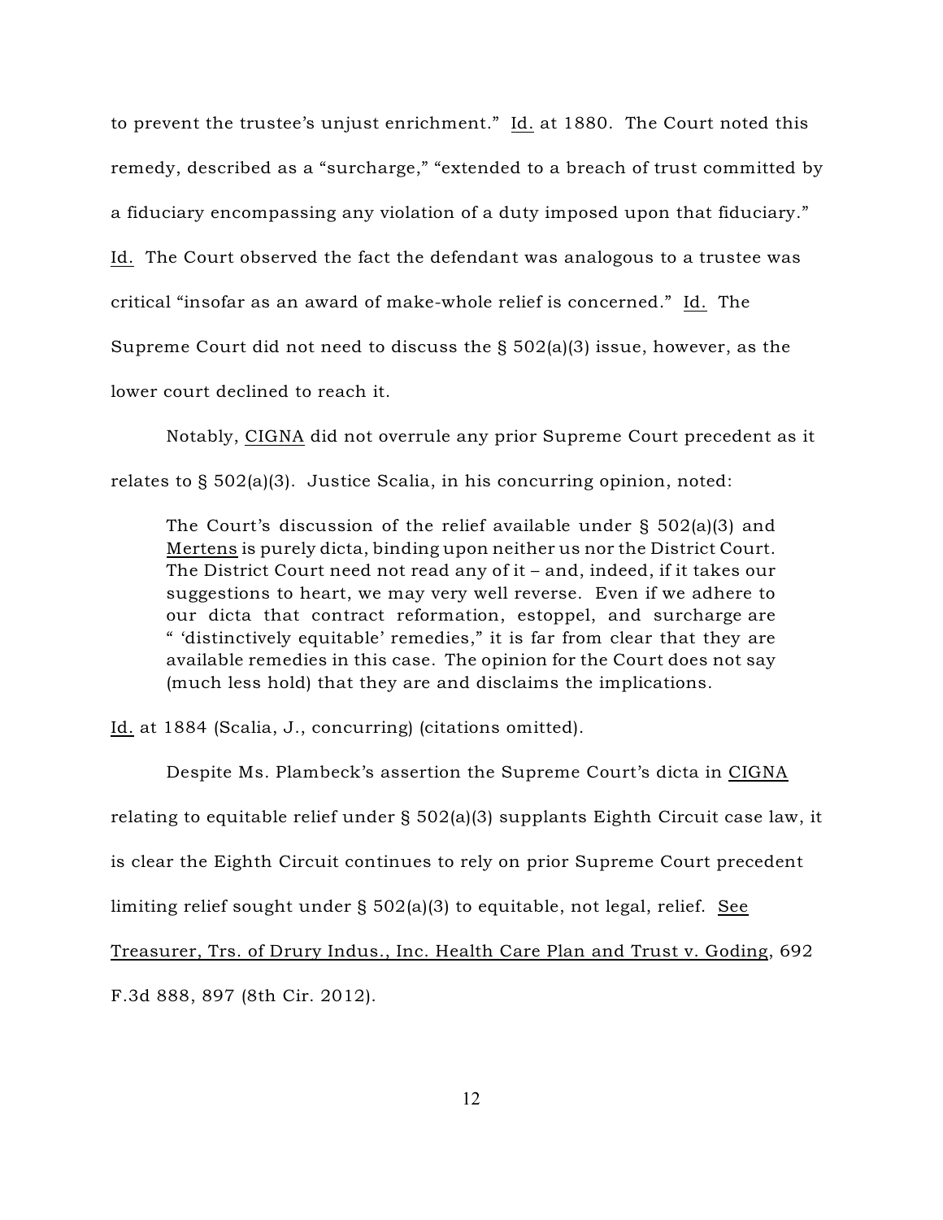to prevent the trustee's unjust enrichment." Id. at 1880. The Court noted this remedy, described as a "surcharge," "extended to a breach of trust committed by a fiduciary encompassing any violation of a duty imposed upon that fiduciary." Id. The Court observed the fact the defendant was analogous to a trustee was critical "insofar as an award of make-whole relief is concerned." Id. The Supreme Court did not need to discuss the § 502(a)(3) issue, however, as the lower court declined to reach it.

Notably, CIGNA did not overrule any prior Supreme Court precedent as it relates to § 502(a)(3). Justice Scalia, in his concurring opinion, noted:

> The Court's discussion of the relief available under § 502(a)(3) and Mertens is purely dicta, binding upon neither us nor the District Court. The District Court need not read any of it – and, indeed, if it takes our suggestions to heart, we may very well reverse. Even if we adhere to our dicta that contract reformation, estoppel, and surcharge are " 'distinctively equitable' remedies," it is far from clear that they are available remedies in this case. The opinion for the Court does not say (much less hold) that they are and disclaims the implications.

Id. at 1884 (Scalia, J., concurring) (citations omitted).

Despite Ms. Plambeck's assertion the Supreme Court's dicta in CIGNA relating to equitable relief under § 502(a)(3) supplants Eighth Circuit case law, it is clear the Eighth Circuit continues to rely on prior Supreme Court precedent limiting relief sought under § 502(a)(3) to equitable, not legal, relief. See Treasurer, Trs. of Drury Indus., Inc. Health Care Plan and Trust v. Goding, 692 F.3d 888, 897 (8th Cir. 2012).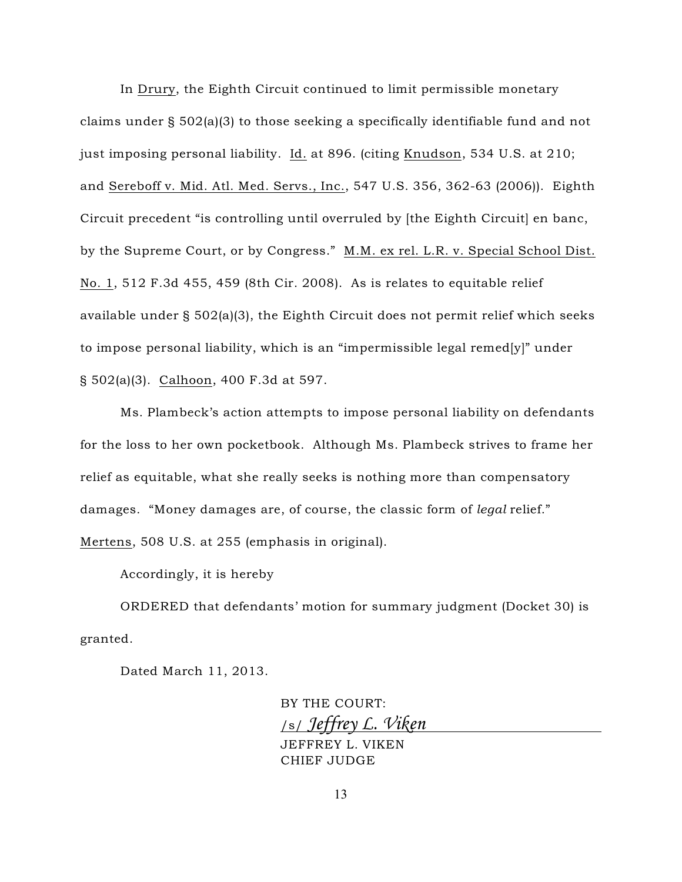In Drury, the Eighth Circuit continued to limit permissible monetary claims under § 502(a)(3) to those seeking a specifically identifiable fund and not just imposing personal liability. Id. at 896. (citing Knudson, 534 U.S. at 210; and Sereboff v. Mid. Atl. Med. Servs., Inc., 547 U.S. 356, 362-63 (2006)). Eighth Circuit precedent "is controlling until overruled by [the Eighth Circuit] en banc, by the Supreme Court, or by Congress." M.M. ex rel. L.R. v. Special School Dist. No. 1, 512 F.3d 455, 459 (8th Cir. 2008). As is relates to equitable relief available under § 502(a)(3), the Eighth Circuit does not permit relief which seeks to impose personal liability, which is an "impermissible legal remed[y]" under § 502(a)(3). Calhoon, 400 F.3d at 597.

Ms. Plambeck's action attempts to impose personal liability on defendants for the loss to her own pocketbook. Although Ms. Plambeck strives to frame her relief as equitable, what she really seeks is nothing more than compensatory damages. "Money damages are, of course, the classic form of *legal* relief." Mertens, 508 U.S. at 255 (emphasis in original).

Accordingly, it is hereby

ORDERED that defendants' motion for summary judgment (Docket 30) is granted.

Dated March 11, 2013.

BY THE COURT:

/s/ *Jeffrey L. Viken*

JEFFREY L. VIKEN
CHIEF JUDGE